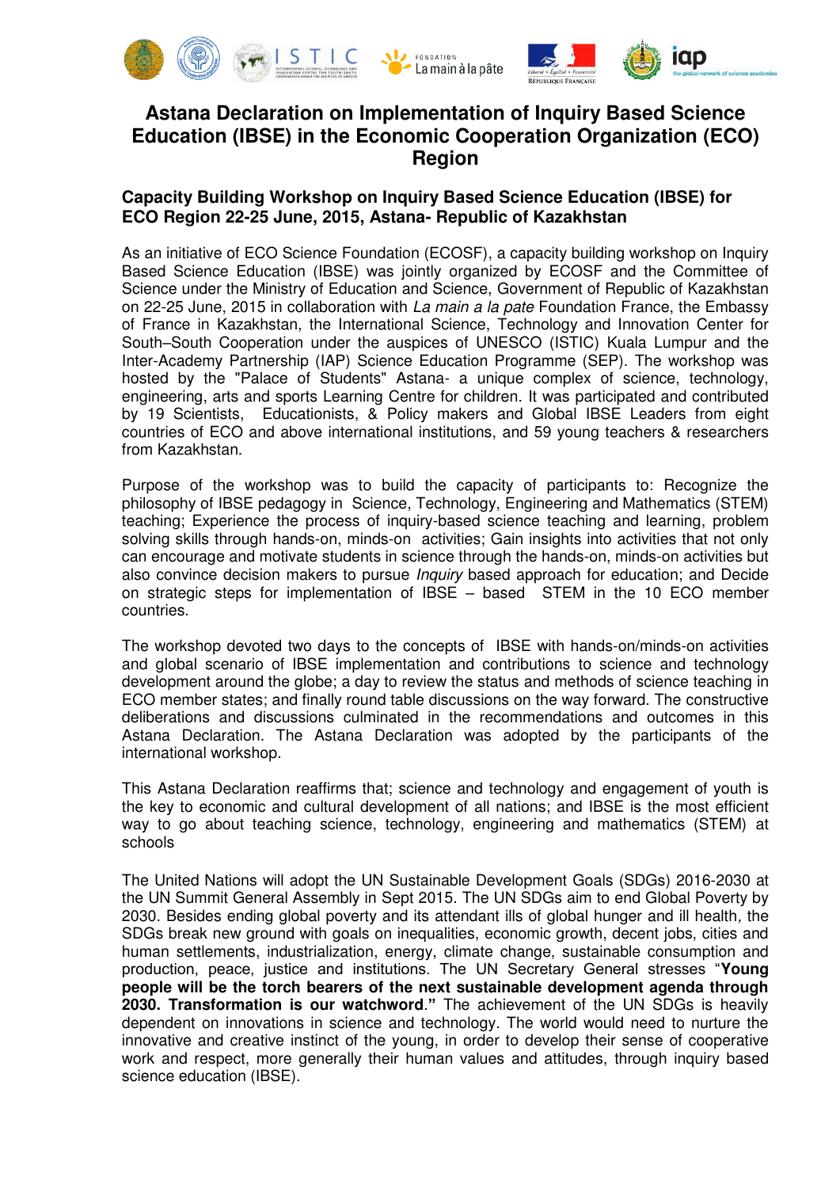# Astana Declaration on Implementation of Inquiry Based Science Education (IBSE) in the Economic Cooperation Organization (ECO) Region

## Capacity Building Workshop on Inquiry Based Science Education (IBSE) for ECO Region 22-25 June, 2015, Astana- Republic of Kazakhstan

As an initiative of ECO Science Foundation (ECOSF), a capacity building workshop on Inquiry Based Science Education (IBSE) was jointly organized by ECOSF and the Committee of Science under the Ministry of Education and Science, Government of Republic of Kazakhstan on 22-25 June, 2015 in collaboration with *La main a la pate* Foundation France, the Embassy of France in Kazakhstan, the International Science, Technology and Innovation Center for South–South Cooperation under the auspices of UNESCO (ISTIC) Kuala Lumpur and the Inter-Academy Partnership (IAP) Science Education Programme (SEP). The workshop was hosted by the "Palace of Students" Astana- a unique complex of science, technology, engineering, arts and sports Learning Centre for children. It was participated and contributed by 19 Scientists, Educationists, & Policy makers and Global IBSE Leaders from eight countries of ECO and above international institutions, and 59 young teachers & researchers from Kazakhstan.

Purpose of the workshop was to build the capacity of participants to: Recognize the philosophy of IBSE pedagogy in Science, Technology, Engineering and Mathematics (STEM) teaching; Experience the process of inquiry-based science teaching and learning, problem solving skills through hands-on, minds-on activities; Gain insights into activities that not only can encourage and motivate students in science through the hands-on, minds-on activities but also convince decision makers to pursue *Inquiry* based approach for education; and Decide on strategic steps for implementation of IBSE – based STEM in the 10 ECO member countries.

The workshop devoted two days to the concepts of IBSE with hands-on/minds-on activities and global scenario of IBSE implementation and contributions to science and technology development around the globe; a day to review the status and methods of science teaching in ECO member states; and finally round table discussions on the way forward. The constructive deliberations and discussions culminated in the recommendations and outcomes in this Astana Declaration. The Astana Declaration was adopted by the participants of the international workshop.

This Astana Declaration reaffirms that; science and technology and engagement of youth is the key to economic and cultural development of all nations; and IBSE is the most efficient way to go about teaching science, technology, engineering and mathematics (STEM) at schools

The United Nations will adopt the UN Sustainable Development Goals (SDGs) 2016-2030 at the UN Summit General Assembly in Sept 2015. The UN SDGs aim to end Global Poverty by 2030. Besides ending global poverty and its attendant ills of global hunger and ill health, the SDGs break new ground with goals on inequalities, economic growth, decent jobs, cities and human settlements, industrialization, energy, climate change, sustainable consumption and production, peace, justice and institutions. The UN Secretary General stresses "**Young people will be the torch bearers of the next sustainable development agenda through 2030. Transformation is our watchword.**" The achievement of the UN SDGs is heavily dependent on innovations in science and technology. The world would need to nurture the innovative and creative instinct of the young, in order to develop their sense of cooperative work and respect, more generally their human values and attitudes, through inquiry based science education (IBSE).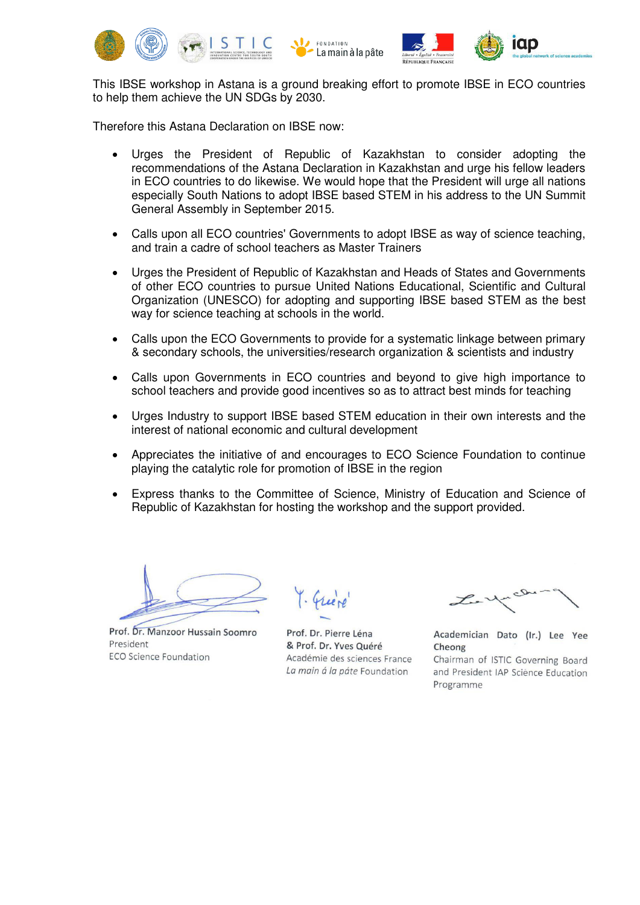This IBSE workshop in Astana is a ground breaking effort to promote IBSE in ECO countries to help them achieve the UN SDGs by 2030.

Therefore this Astana Declaration on IBSE now:

- Urges the President of Republic of Kazakhstan to consider adopting the recommendations of the Astana Declaration in Kazakhstan and urge his fellow leaders in ECO countries to do likewise. We would hope that the President will urge all nations especially South Nations to adopt IBSE based STEM in his address to the UN Summit General Assembly in September 2015.
- Calls upon all ECO countries' Governments to adopt IBSE as way of science teaching, and train a cadre of school teachers as Master Trainers
- Urges the President of Republic of Kazakhstan and Heads of States and Governments of other ECO countries to pursue United Nations Educational, Scientific and Cultural Organization (UNESCO) for adopting and supporting IBSE based STEM as the best way for science teaching at schools in the world.
- Calls upon the ECO Governments to provide for a systematic linkage between primary & secondary schools, the universities/research organization & scientists and industry
- Calls upon Governments in ECO countries and beyond to give high importance to school teachers and provide good incentives so as to attract best minds for teaching
- Urges Industry to support IBSE based STEM education in their own interests and the interest of national economic and cultural development
- Appreciates the initiative of and encourages to ECO Science Foundation to continue playing the catalytic role for promotion of IBSE in the region
- Express thanks to the Committee of Science, Ministry of Education and Science of Republic of Kazakhstan for hosting the workshop and the support provided.

**Prof. Dr. Manzoor Hussain Soomro**
President
ECO Science Foundation

**Prof. Dr. Pierre Léna**
**& Prof. Dr. Yves Quéré**
Académie des sciences France
*La main á la pâte* Foundation

**Academician Dato (Ir.) Lee Yee Cheong**
Chairman of ISTIC Governing Board and President IAP Science Education Programme